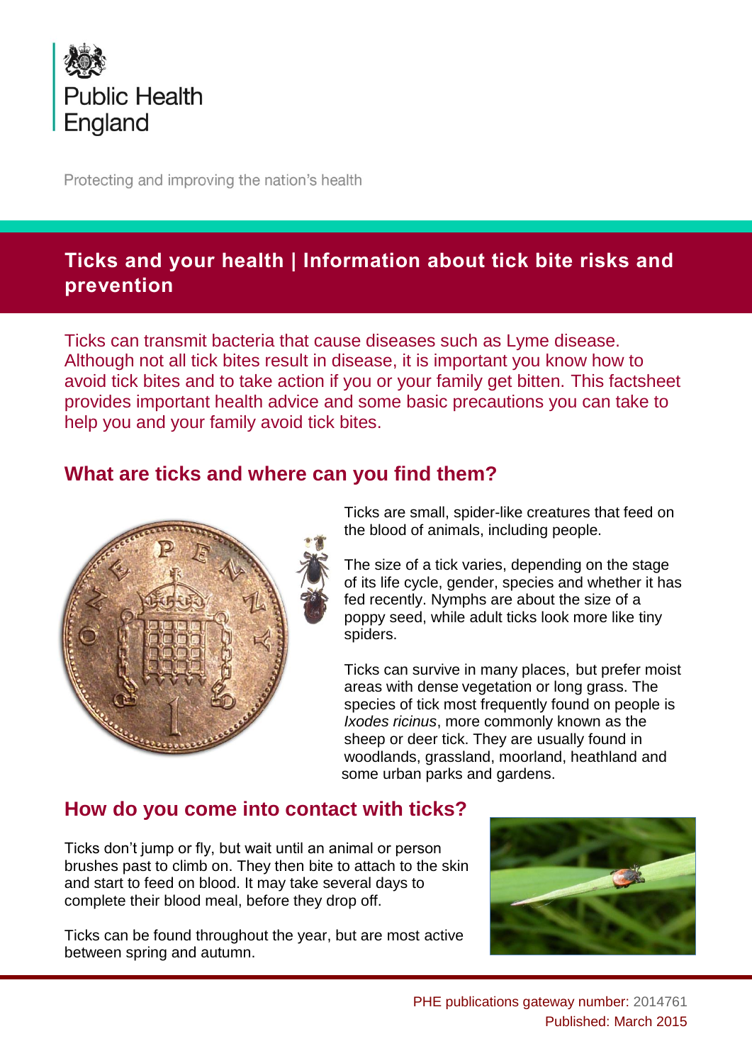Public Health England

Protecting and improving the nation's health

# Ticks and your health | Information about tick bite risks and prevention

Ticks can transmit bacteria that cause diseases such as Lyme disease. Although not all tick bites result in disease, it is important you know how to avoid tick bites and to take action if you or your family get bitten. This factsheet provides important health advice and some basic precautions you can take to help you and your family avoid tick bites.

## What are ticks and where can you find them?

Ticks are small, spider-like creatures that feed on the blood of animals, including people.

The size of a tick varies, depending on the stage of its life cycle, gender, species and whether it has fed recently. Nymphs are about the size of a poppy seed, while adult ticks look more like tiny spiders.

Ticks can survive in many places, but prefer moist areas with dense vegetation or long grass. The species of tick most frequently found on people is *Ixodes ricinus*, more commonly known as the sheep or deer tick. They are usually found in woodlands, grassland, moorland, heathland and some urban parks and gardens.

## How do you come into contact with ticks?

Ticks don't jump or fly, but wait until an animal or person brushes past to climb on. They then bite to attach to the skin and start to feed on blood. It may take several days to complete their blood meal, before they drop off.

Ticks can be found throughout the year, but are most active between spring and autumn.

PHE publications gateway number: 2014761
Published: March 2015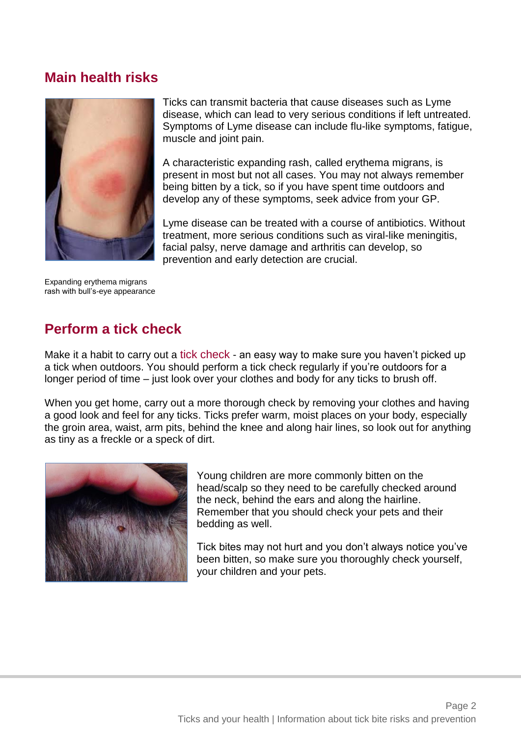## Main health risks

Ticks can transmit bacteria that cause diseases such as Lyme disease, which can lead to very serious conditions if left untreated. Symptoms of Lyme disease can include flu-like symptoms, fatigue, muscle and joint pain.

A characteristic expanding rash, called erythema migrans, is present in most but not all cases. You may not always remember being bitten by a tick, so if you have spent time outdoors and develop any of these symptoms, seek advice from your GP.

Lyme disease can be treated with a course of antibiotics. Without treatment, more serious conditions such as viral-like meningitis, facial palsy, nerve damage and arthritis can develop, so prevention and early detection are crucial.

Expanding erythema migrans rash with bull's-eye appearance

## Perform a tick check

Make it a habit to carry out a tick check - an easy way to make sure you haven't picked up a tick when outdoors. You should perform a tick check regularly if you're outdoors for a longer period of time – just look over your clothes and body for any ticks to brush off.

When you get home, carry out a more thorough check by removing your clothes and having a good look and feel for any ticks. Ticks prefer warm, moist places on your body, especially the groin area, waist, arm pits, behind the knee and along hair lines, so look out for anything as tiny as a freckle or a speck of dirt.

Young children are more commonly bitten on the head/scalp so they need to be carefully checked around the neck, behind the ears and along the hairline. Remember that you should check your pets and their bedding as well.

Tick bites may not hurt and you don't always notice you've been bitten, so make sure you thoroughly check yourself, your children and your pets.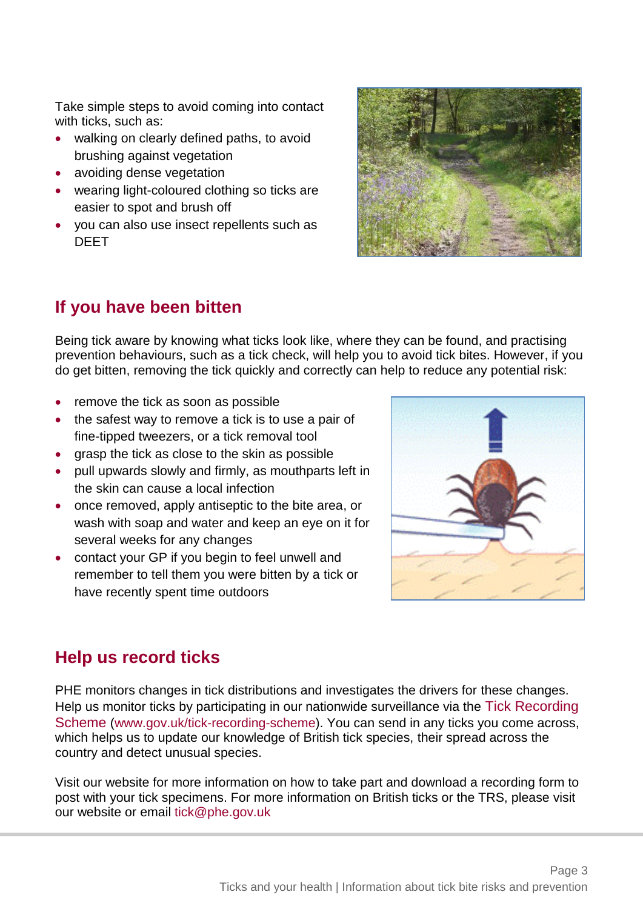Take simple steps to avoid coming into contact with ticks, such as:

- walking on clearly defined paths, to avoid brushing against vegetation
- avoiding dense vegetation
- wearing light-coloured clothing so ticks are easier to spot and brush off
- you can also use insect repellents such as DEET

## If you have been bitten

Being tick aware by knowing what ticks look like, where they can be found, and practising prevention behaviours, such as a tick check, will help you to avoid tick bites. However, if you do get bitten, removing the tick quickly and correctly can help to reduce any potential risk:

- remove the tick as soon as possible
- the safest way to remove a tick is to use a pair of fine-tipped tweezers, or a tick removal tool
- grasp the tick as close to the skin as possible
- pull upwards slowly and firmly, as mouthparts left in the skin can cause a local infection
- once removed, apply antiseptic to the bite area, or wash with soap and water and keep an eye on it for several weeks for any changes
- contact your GP if you begin to feel unwell and remember to tell them you were bitten by a tick or have recently spent time outdoors

## Help us record ticks

PHE monitors changes in tick distributions and investigates the drivers for these changes. Help us monitor ticks by participating in our nationwide surveillance via the Tick Recording Scheme (www.gov.uk/tick-recording-scheme). You can send in any ticks you come across, which helps us to update our knowledge of British tick species, their spread across the country and detect unusual species.

Visit our website for more information on how to take part and download a recording form to post with your tick specimens. For more information on British ticks or the TRS, please visit our website or email tick@phe.gov.uk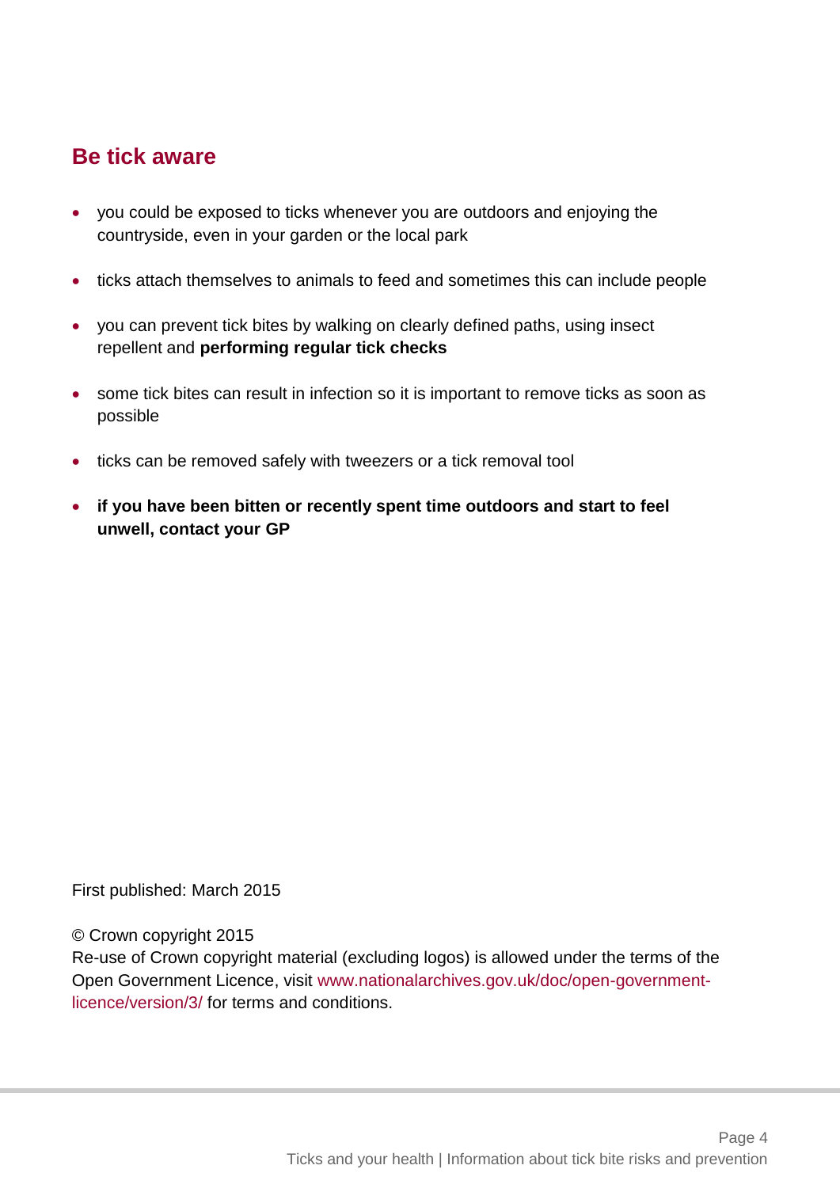## Be tick aware

- you could be exposed to ticks whenever you are outdoors and enjoying the countryside, even in your garden or the local park
- ticks attach themselves to animals to feed and sometimes this can include people
- you can prevent tick bites by walking on clearly defined paths, using insect repellent and **performing regular tick checks**
- some tick bites can result in infection so it is important to remove ticks as soon as possible
- ticks can be removed safely with tweezers or a tick removal tool
- **if you have been bitten or recently spent time outdoors and start to feel unwell, contact your GP**

First published: March 2015

© Crown copyright 2015
Re-use of Crown copyright material (excluding logos) is allowed under the terms of the Open Government Licence, visit www.nationalarchives.gov.uk/doc/open-government-licence/version/3/ for terms and conditions.